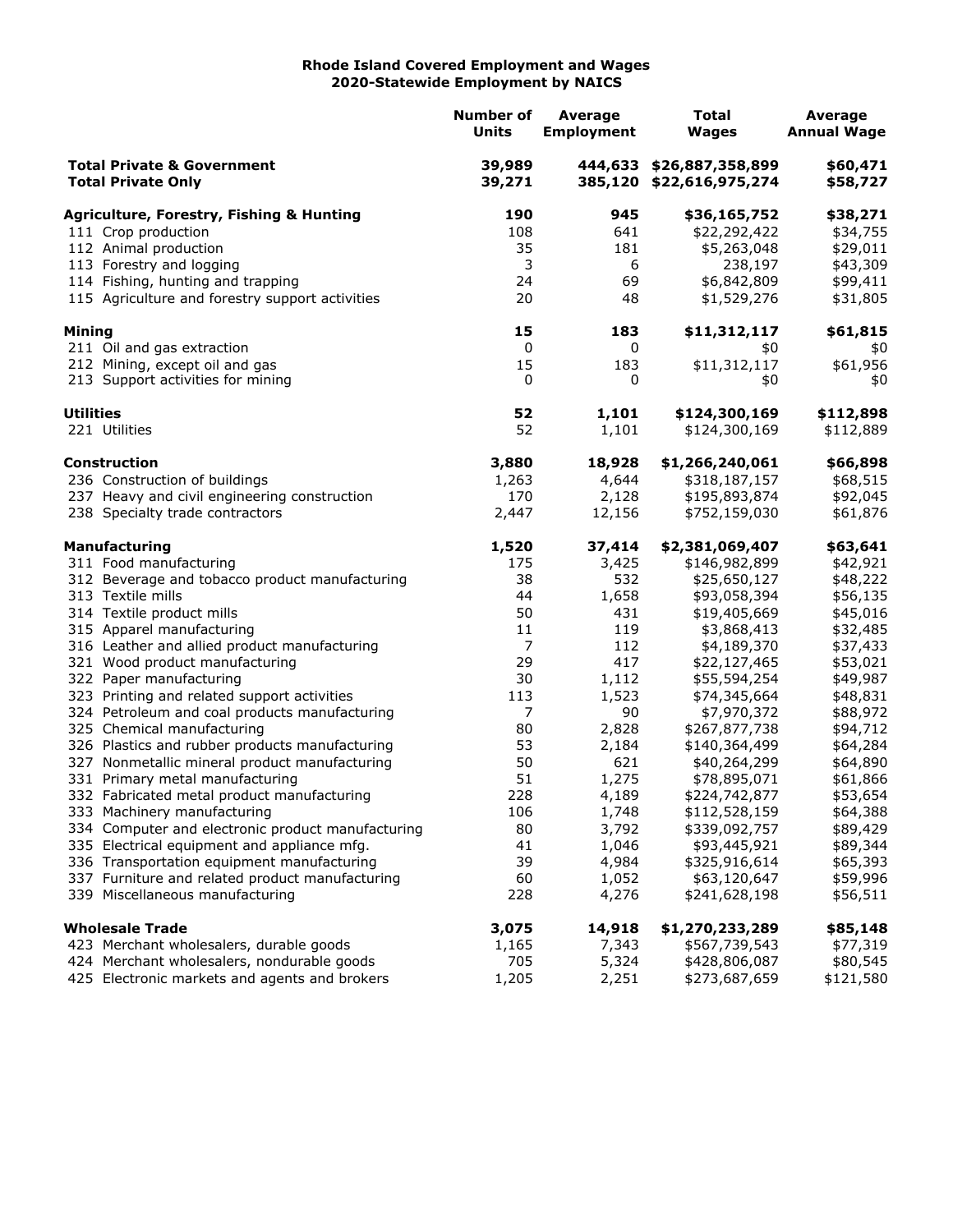# Rhode Island Covered Employment and Wages
## 2020-Statewide Employment by NAICS

| | Number of Units | Average Employment | Total Wages | Average Annual Wage |
|---|---|---|---|---|
| **Total Private & Government** | **39,989** | **444,633** | **$26,887,358,899** | **$60,471** |
| **Total Private Only** | **39,271** | **385,120** | **$22,616,975,274** | **$58,727** |
| **Agriculture, Forestry, Fishing & Hunting** | **190** | **945** | **$36,165,752** | **$38,271** |
| 111 Crop production | 108 | 641 | $22,292,422 | $34,755 |
| 112 Animal production | 35 | 181 | $5,263,048 | $29,011 |
| 113 Forestry and logging | 3 | 6 | 238,197 | $43,309 |
| 114 Fishing, hunting and trapping | 24 | 69 | $6,842,809 | $99,411 |
| 115 Agriculture and forestry support activities | 20 | 48 | $1,529,276 | $31,805 |
| **Mining** | **15** | **183** | **$11,312,117** | **$61,815** |
| 211 Oil and gas extraction | 0 | 0 | $0 | $0 |
| 212 Mining, except oil and gas | 15 | 183 | $11,312,117 | $61,956 |
| 213 Support activities for mining | 0 | 0 | $0 | $0 |
| **Utilities** | **52** | **1,101** | **$124,300,169** | **$112,898** |
| 221 Utilities | 52 | 1,101 | $124,300,169 | $112,889 |
| **Construction** | **3,880** | **18,928** | **$1,266,240,061** | **$66,898** |
| 236 Construction of buildings | 1,263 | 4,644 | $318,187,157 | $68,515 |
| 237 Heavy and civil engineering construction | 170 | 2,128 | $195,893,874 | $92,045 |
| 238 Specialty trade contractors | 2,447 | 12,156 | $752,159,030 | $61,876 |
| **Manufacturing** | **1,520** | **37,414** | **$2,381,069,407** | **$63,641** |
| 311 Food manufacturing | 175 | 3,425 | $146,982,899 | $42,921 |
| 312 Beverage and tobacco product manufacturing | 38 | 532 | $25,650,127 | $48,222 |
| 313 Textile mills | 44 | 1,658 | $93,058,394 | $56,135 |
| 314 Textile product mills | 50 | 431 | $19,405,669 | $45,016 |
| 315 Apparel manufacturing | 11 | 119 | $3,868,413 | $32,485 |
| 316 Leather and allied product manufacturing | 7 | 112 | $4,189,370 | $37,433 |
| 321 Wood product manufacturing | 29 | 417 | $22,127,465 | $53,021 |
| 322 Paper manufacturing | 30 | 1,112 | $55,594,254 | $49,987 |
| 323 Printing and related support activities | 113 | 1,523 | $74,345,664 | $48,831 |
| 324 Petroleum and coal products manufacturing | 7 | 90 | $7,970,372 | $88,972 |
| 325 Chemical manufacturing | 80 | 2,828 | $267,877,738 | $94,712 |
| 326 Plastics and rubber products manufacturing | 53 | 2,184 | $140,364,499 | $64,284 |
| 327 Nonmetallic mineral product manufacturing | 50 | 621 | $40,264,299 | $64,890 |
| 331 Primary metal manufacturing | 51 | 1,275 | $78,895,071 | $61,866 |
| 332 Fabricated metal product manufacturing | 228 | 4,189 | $224,742,877 | $53,654 |
| 333 Machinery manufacturing | 106 | 1,748 | $112,528,159 | $64,388 |
| 334 Computer and electronic product manufacturing | 80 | 3,792 | $339,092,757 | $89,429 |
| 335 Electrical equipment and appliance mfg. | 41 | 1,046 | $93,445,921 | $89,344 |
| 336 Transportation equipment manufacturing | 39 | 4,984 | $325,916,614 | $65,393 |
| 337 Furniture and related product manufacturing | 60 | 1,052 | $63,120,647 | $59,996 |
| 339 Miscellaneous manufacturing | 228 | 4,276 | $241,628,198 | $56,511 |
| **Wholesale Trade** | **3,075** | **14,918** | **$1,270,233,289** | **$85,148** |
| 423 Merchant wholesalers, durable goods | 1,165 | 7,343 | $567,739,543 | $77,319 |
| 424 Merchant wholesalers, nondurable goods | 705 | 5,324 | $428,806,087 | $80,545 |
| 425 Electronic markets and agents and brokers | 1,205 | 2,251 | $273,687,659 | $121,580 |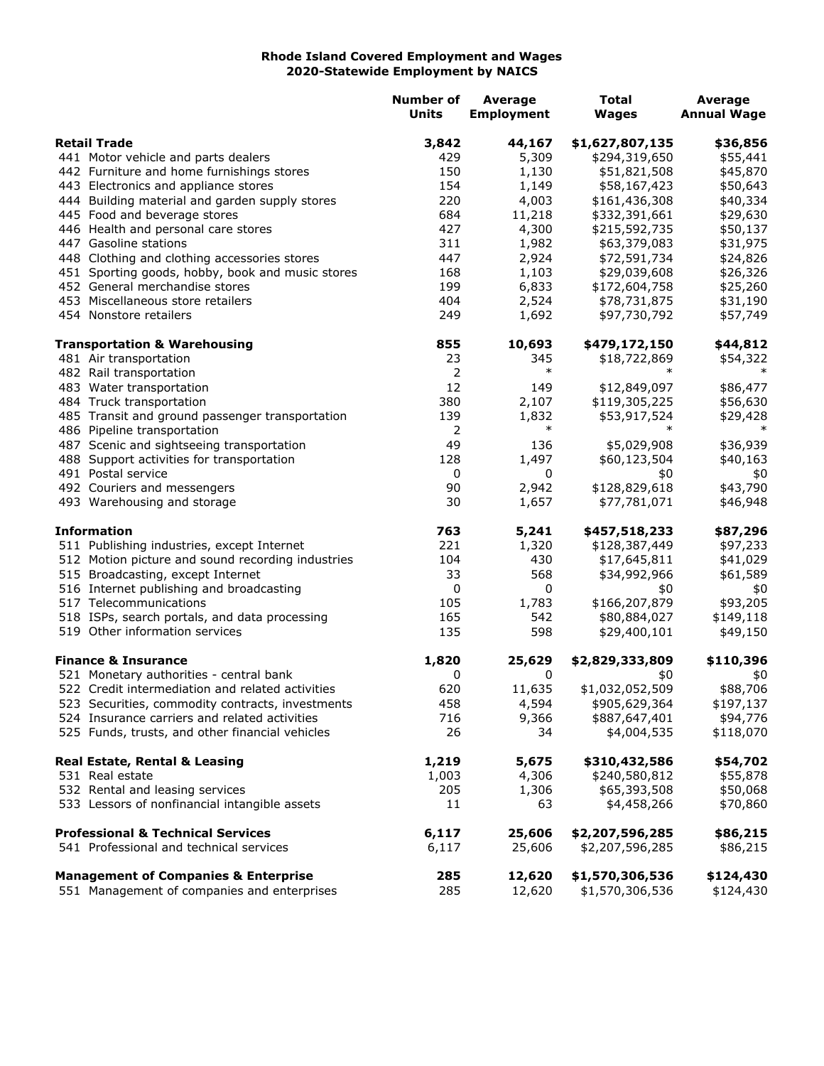# Rhode Island Covered Employment and Wages
## 2020-Statewide Employment by NAICS

| | Number of Units | Average Employment | Total Wages | Average Annual Wage |
|---|---|---|---|---|
| **Retail Trade** | **3,842** | **44,167** | **$1,627,807,135** | **$36,856** |
| 441 Motor vehicle and parts dealers | 429 | 5,309 | $294,319,650 | $55,441 |
| 442 Furniture and home furnishings stores | 150 | 1,130 | $51,821,508 | $45,870 |
| 443 Electronics and appliance stores | 154 | 1,149 | $58,167,423 | $50,643 |
| 444 Building material and garden supply stores | 220 | 4,003 | $161,436,308 | $40,334 |
| 445 Food and beverage stores | 684 | 11,218 | $332,391,661 | $29,630 |
| 446 Health and personal care stores | 427 | 4,300 | $215,592,735 | $50,137 |
| 447 Gasoline stations | 311 | 1,982 | $63,379,083 | $31,975 |
| 448 Clothing and clothing accessories stores | 447 | 2,924 | $72,591,734 | $24,826 |
| 451 Sporting goods, hobby, book and music stores | 168 | 1,103 | $29,039,608 | $26,326 |
| 452 General merchandise stores | 199 | 6,833 | $172,604,758 | $25,260 |
| 453 Miscellaneous store retailers | 404 | 2,524 | $78,731,875 | $31,190 |
| 454 Nonstore retailers | 249 | 1,692 | $97,730,792 | $57,749 |
| **Transportation & Warehousing** | **855** | **10,693** | **$479,172,150** | **$44,812** |
| 481 Air transportation | 23 | 345 | $18,722,869 | $54,322 |
| 482 Rail transportation | 2 | * | * | * |
| 483 Water transportation | 12 | 149 | $12,849,097 | $86,477 |
| 484 Truck transportation | 380 | 2,107 | $119,305,225 | $56,630 |
| 485 Transit and ground passenger transportation | 139 | 1,832 | $53,917,524 | $29,428 |
| 486 Pipeline transportation | 2 | * | * | * |
| 487 Scenic and sightseeing transportation | 49 | 136 | $5,029,908 | $36,939 |
| 488 Support activities for transportation | 128 | 1,497 | $60,123,504 | $40,163 |
| 491 Postal service | 0 | 0 | $0 | $0 |
| 492 Couriers and messengers | 90 | 2,942 | $128,829,618 | $43,790 |
| 493 Warehousing and storage | 30 | 1,657 | $77,781,071 | $46,948 |
| **Information** | **763** | **5,241** | **$457,518,233** | **$87,296** |
| 511 Publishing industries, except Internet | 221 | 1,320 | $128,387,449 | $97,233 |
| 512 Motion picture and sound recording industries | 104 | 430 | $17,645,811 | $41,029 |
| 515 Broadcasting, except Internet | 33 | 568 | $34,992,966 | $61,589 |
| 516 Internet publishing and broadcasting | 0 | 0 | $0 | $0 |
| 517 Telecommunications | 105 | 1,783 | $166,207,879 | $93,205 |
| 518 ISPs, search portals, and data processing | 165 | 542 | $80,884,027 | $149,118 |
| 519 Other information services | 135 | 598 | $29,400,101 | $49,150 |
| **Finance & Insurance** | **1,820** | **25,629** | **$2,829,333,809** | **$110,396** |
| 521 Monetary authorities - central bank | 0 | 0 | $0 | $0 |
| 522 Credit intermediation and related activities | 620 | 11,635 | $1,032,052,509 | $88,706 |
| 523 Securities, commodity contracts, investments | 458 | 4,594 | $905,629,364 | $197,137 |
| 524 Insurance carriers and related activities | 716 | 9,366 | $887,647,401 | $94,776 |
| 525 Funds, trusts, and other financial vehicles | 26 | 34 | $4,004,535 | $118,070 |
| **Real Estate, Rental & Leasing** | **1,219** | **5,675** | **$310,432,586** | **$54,702** |
| 531 Real estate | 1,003 | 4,306 | $240,580,812 | $55,878 |
| 532 Rental and leasing services | 205 | 1,306 | $65,393,508 | $50,068 |
| 533 Lessors of nonfinancial intangible assets | 11 | 63 | $4,458,266 | $70,860 |
| **Professional & Technical Services** | **6,117** | **25,606** | **$2,207,596,285** | **$86,215** |
| 541 Professional and technical services | 6,117 | 25,606 | $2,207,596,285 | $86,215 |
| **Management of Companies & Enterprise** | **285** | **12,620** | **$1,570,306,536** | **$124,430** |
| 551 Management of companies and enterprises | 285 | 12,620 | $1,570,306,536 | $124,430 |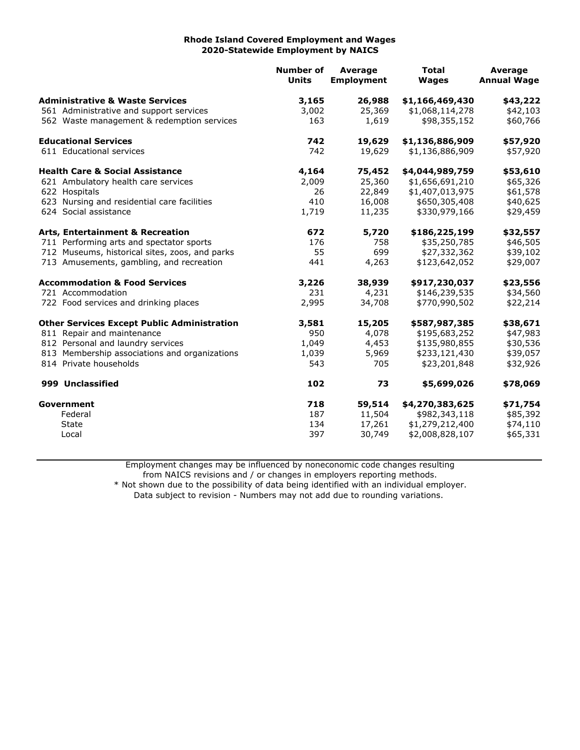**Rhode Island Covered Employment and Wages**
**2020-Statewide Employment by NAICS**

| | Number of Units | Average Employment | Total Wages | Average Annual Wage |
|---|---|---|---|---|
| **Administrative & Waste Services** | **3,165** | **26,988** | **$1,166,469,430** | **$43,222** |
| 561 Administrative and support services | 3,002 | 25,369 | $1,068,114,278 | $42,103 |
| 562 Waste management & redemption services | 163 | 1,619 | $98,355,152 | $60,766 |
| **Educational Services** | **742** | **19,629** | **$1,136,886,909** | **$57,920** |
| 611 Educational services | 742 | 19,629 | $1,136,886,909 | $57,920 |
| **Health Care & Social Assistance** | **4,164** | **75,452** | **$4,044,989,759** | **$53,610** |
| 621 Ambulatory health care services | 2,009 | 25,360 | $1,656,691,210 | $65,326 |
| 622 Hospitals | 26 | 22,849 | $1,407,013,975 | $61,578 |
| 623 Nursing and residential care facilities | 410 | 16,008 | $650,305,408 | $40,625 |
| 624 Social assistance | 1,719 | 11,235 | $330,979,166 | $29,459 |
| **Arts, Entertainment & Recreation** | **672** | **5,720** | **$186,225,199** | **$32,557** |
| 711 Performing arts and spectator sports | 176 | 758 | $35,250,785 | $46,505 |
| 712 Museums, historical sites, zoos, and parks | 55 | 699 | $27,332,362 | $39,102 |
| 713 Amusements, gambling, and recreation | 441 | 4,263 | $123,642,052 | $29,007 |
| **Accommodation & Food Services** | **3,226** | **38,939** | **$917,230,037** | **$23,556** |
| 721 Accommodation | 231 | 4,231 | $146,239,535 | $34,560 |
| 722 Food services and drinking places | 2,995 | 34,708 | $770,990,502 | $22,214 |
| **Other Services Except Public Administration** | **3,581** | **15,205** | **$587,987,385** | **$38,671** |
| 811 Repair and maintenance | 950 | 4,078 | $195,683,252 | $47,983 |
| 812 Personal and laundry services | 1,049 | 4,453 | $135,980,855 | $30,536 |
| 813 Membership associations and organizations | 1,039 | 5,969 | $233,121,430 | $39,057 |
| 814 Private households | 543 | 705 | $23,201,848 | $32,926 |
| **999 Unclassified** | **102** | **73** | **$5,699,026** | **$78,069** |
| **Government** | **718** | **59,514** | **$4,270,383,625** | **$71,754** |
| Federal | 187 | 11,504 | $982,343,118 | $85,392 |
| State | 134 | 17,261 | $1,279,212,400 | $74,110 |
| Local | 397 | 30,749 | $2,008,828,107 | $65,331 |

Employment changes may be influenced by noneconomic code changes resulting from NAICS revisions and / or changes in employers reporting methods.
* Not shown due to the possibility of data being identified with an individual employer.
Data subject to revision - Numbers may not add due to rounding variations.